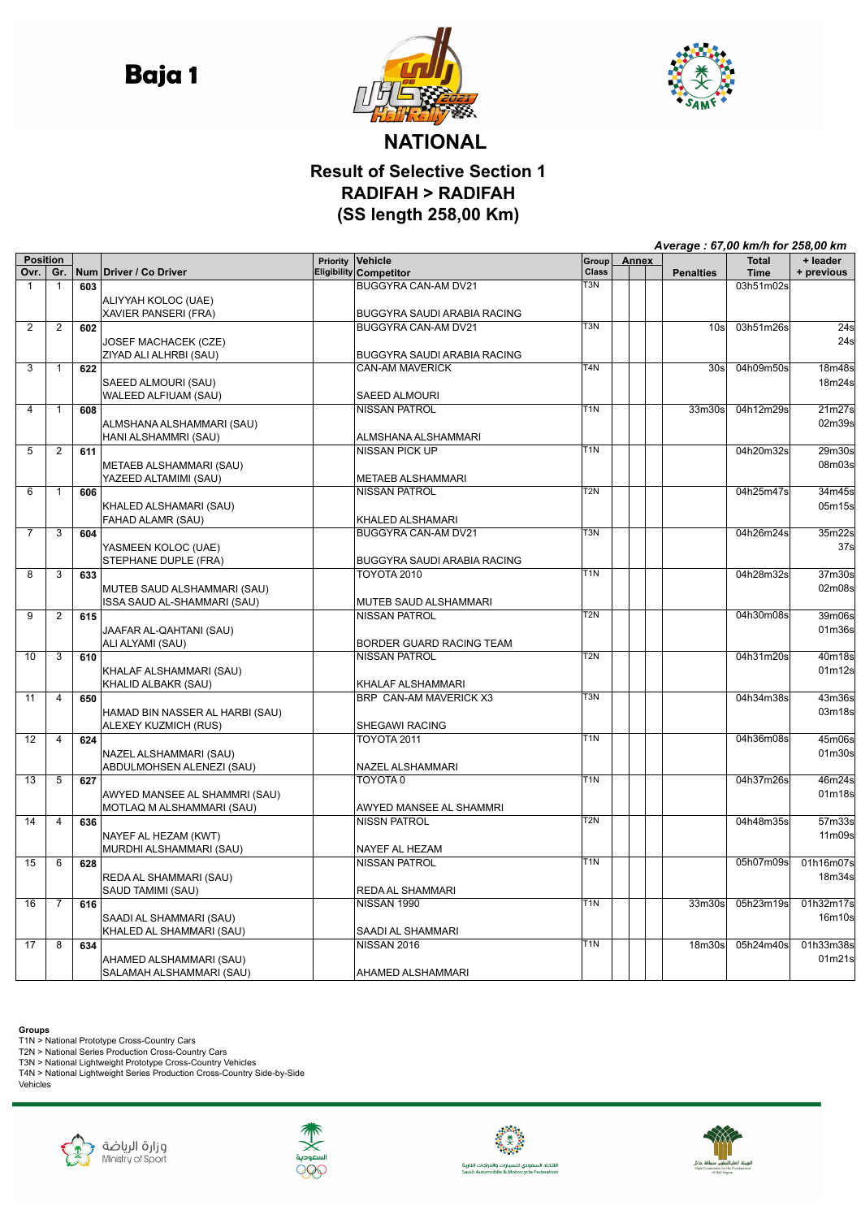# Baja 1

## NATIONAL

## Result of Selective Section 1
## RADIFAH > RADIFAH
## (SS length 258,00 Km)

*Average : 67,00 km/h for 258,00 km*

| Position Ovr. | Gr. | Num | Driver / Co Driver | Priority Eligibility | Vehicle Competitor | Group Class | Annex | | | Penalties | Total Time | + leader + previous |
|---|---|---|---|---|---|---|---|---|---|---|---|---|
| 1 | 1 | 603 | ALIYYAH KOLOC (UAE) XAVIER PANSERI (FRA) | | BUGGYRA CAN-AM DV21 BUGGYRA SAUDI ARABIA RACING | T3N | | | | | 03h51m02s | |
| 2 | 2 | 602 | JOSEF MACHACEK (CZE) ZIYAD ALI ALHRBI (SAU) | | BUGGYRA CAN-AM DV21 BUGGYRA SAUDI ARABIA RACING | T3N | | | | 10s | 03h51m26s | 24s 24s |
| 3 | 1 | 622 | SAEED ALMOURI (SAU) WALEED ALFIUAM (SAU) | | CAN-AM MAVERICK SAEED ALMOURI | T4N | | | | 30s | 04h09m50s | 18m48s 18m24s |
| 4 | 1 | 608 | ALMSHANA ALSHAMMARI (SAU) HANI ALSHAMMRI (SAU) | | NISSAN PATROL ALMSHANA ALSHAMMARI | T1N | | | | 33m30s | 04h12m29s | 21m27s 02m39s |
| 5 | 2 | 611 | METAEB ALSHAMMARI (SAU) YAZEED ALTAMIMI (SAU) | | NISSAN PICK UP METAEB ALSHAMMARI | T1N | | | | | 04h20m32s | 29m30s 08m03s |
| 6 | 1 | 606 | KHALED ALSHAMARI (SAU) FAHAD ALAMR (SAU) | | NISSAN PATROL KHALED ALSHAMARI | T2N | | | | | 04h25m47s | 34m45s 05m15s |
| 7 | 3 | 604 | YASMEEN KOLOC (UAE) STEPHANE DUPLE (FRA) | | BUGGYRA CAN-AM DV21 BUGGYRA SAUDI ARABIA RACING | T3N | | | | | 04h26m24s | 35m22s 37s |
| 8 | 3 | 633 | MUTEB SAUD ALSHAMMARI (SAU) ISSA SAUD AL-SHAMMARI (SAU) | | TOYOTA 2010 MUTEB SAUD ALSHAMMARI | T1N | | | | | 04h28m32s | 37m30s 02m08s |
| 9 | 2 | 615 | JAAFAR AL-QAHTANI (SAU) ALI ALYAMI (SAU) | | NISSAN PATROL BORDER GUARD RACING TEAM | T2N | | | | | 04h30m08s | 39m06s 01m36s |
| 10 | 3 | 610 | KHALAF ALSHAMMARI (SAU) KHALID ALBAKR (SAU) | | NISSAN PATROL KHALAF ALSHAMMARI | T2N | | | | | 04h31m20s | 40m18s 01m12s |
| 11 | 4 | 650 | HAMAD BIN NASSER AL HARBI (SAU) ALEXEY KUZMICH (RUS) | | BRP CAN-AM MAVERICK X3 SHEGAWI RACING | T3N | | | | | 04h34m38s | 43m36s 03m18s |
| 12 | 4 | 624 | NAZEL ALSHAMMARI (SAU) ABDULMOHSEN ALENEZI (SAU) | | TOYOTA 2011 NAZEL ALSHAMMARI | T1N | | | | | 04h36m08s | 45m06s 01m30s |
| 13 | 5 | 627 | AWYED MANSEE AL SHAMMRI (SAU) MOTLAQ M ALSHAMMARI (SAU) | | TOYOTA 0 AWYED MANSEE AL SHAMMRI | T1N | | | | | 04h37m26s | 46m24s 01m18s |
| 14 | 4 | 636 | NAYEF AL HEZAM (KWT) MURDHI ALSHAMMARI (SAU) | | NISSN PATROL NAYEF AL HEZAM | T2N | | | | | 04h48m35s | 57m33s 11m09s |
| 15 | 6 | 628 | REDA AL SHAMMARI (SAU) SAUD TAMIMI (SAU) | | NISSAN PATROL REDA AL SHAMMARI | T1N | | | | | 05h07m09s | 01h16m07s 18m34s |
| 16 | 7 | 616 | SAADI AL SHAMMARI (SAU) KHALED AL SHAMMARI (SAU) | | NISSAN 1990 SAADI AL SHAMMARI | T1N | | | | 33m30s | 05h23m19s | 01h32m17s 16m10s |
| 17 | 8 | 634 | AHAMED ALSHAMMARI (SAU) SALAMAH ALSHAMMARI (SAU) | | NISSAN 2016 AHAMED ALSHAMMARI | T1N | | | | 18m30s | 05h24m40s | 01h33m38s 01m21s |

**Groups**
T1N > National Prototype Cross-Country Cars
T2N > National Series Production Cross-Country Cars
T3N > National Lightweight Prototype Cross-Country Vehicles
T4N > National Lightweight Series Production Cross-Country Side-by-Side Vehicles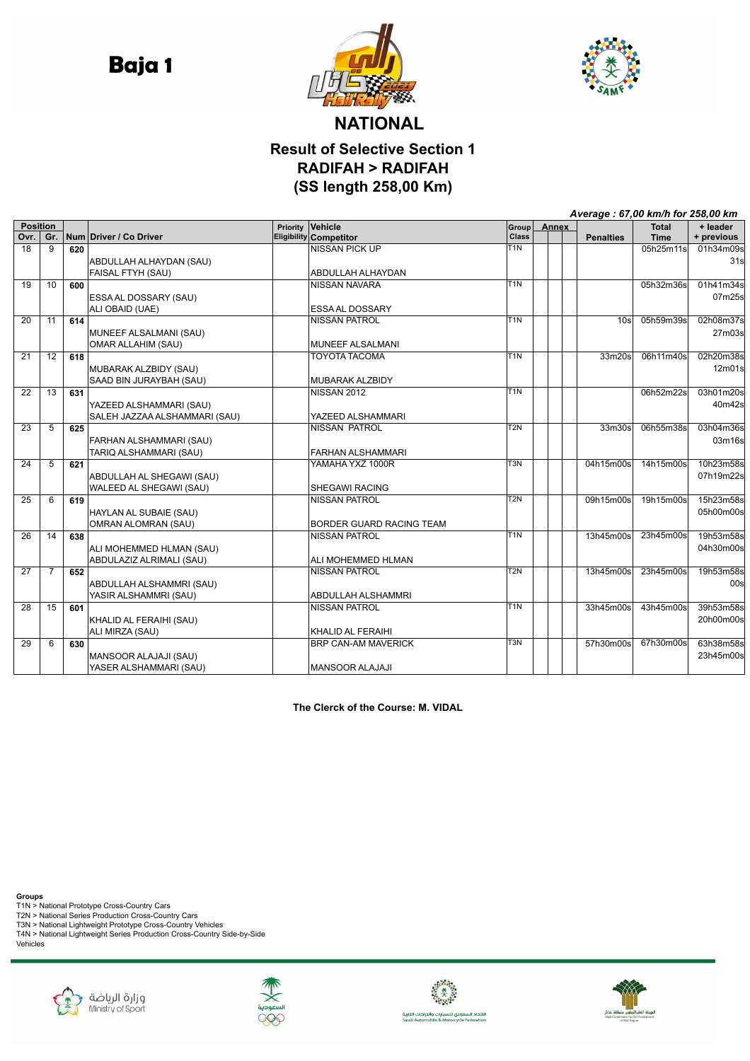**Baja 1**

## NATIONAL

### Result of Selective Section 1
### RADIFAH > RADIFAH
### (SS length 258,00 Km)

*Average : 67,00 km/h for 258,00 km*

| Position | | | | Priority | Vehicle | Group | Annex | | | | | Total | + leader |
|---|---|---|---|---|---|---|---|---|---|---|---|---|---|
| Ovr. | Gr. | Num | Driver / Co Driver | Eligibility | Competitor | Class | | | | | Penalties | Time | + previous |
| 18 | 9 | 620 | ABDULLAH ALHAYDAN (SAU)<br>FAISAL FTYH (SAU) | | NISSAN PICK UP<br>ABDULLAH ALHAYDAN | T1N | | | | | | 05h25m11s | 01h34m09s<br>31s |
| 19 | 10 | 600 | ESSA AL DOSSARY (SAU)<br>ALI OBAID (UAE) | | NISSAN NAVARA<br>ESSA AL DOSSARY | T1N | | | | | | 05h32m36s | 01h41m34s<br>07m25s |
| 20 | 11 | 614 | MUNEEF ALSALMANI (SAU)<br>OMAR ALLAHIM (SAU) | | NISSAN PATROL<br>MUNEEF ALSALMANI | T1N | | | | | 10s | 05h59m39s | 02h08m37s<br>27m03s |
| 21 | 12 | 618 | MUBARAK ALZBIDY (SAU)<br>SAAD BIN JURAYBAH (SAU) | | TOYOTA TACOMA<br>MUBARAK ALZBIDY | T1N | | | | | 33m20s | 06h11m40s | 02h20m38s<br>12m01s |
| 22 | 13 | 631 | YAZEED ALSHAMMARI (SAU)<br>SALEH JAZZAA ALSHAMMARI (SAU) | | NISSAN 2012<br>YAZEED ALSHAMMARI | T1N | | | | | | 06h52m22s | 03h01m20s<br>40m42s |
| 23 | 5 | 625 | FARHAN ALSHAMMARI (SAU)<br>TARIQ ALSHAMMARI (SAU) | | NISSAN PATROL<br>FARHAN ALSHAMMARI | T2N | | | | | 33m30s | 06h55m38s | 03h04m36s<br>03m16s |
| 24 | 5 | 621 | ABDULLAH AL SHEGAWI (SAU)<br>WALEED AL SHEGAWI (SAU) | | YAMAHA YXZ 1000R<br>SHEGAWI RACING | T3N | | | | | 04h15m00s | 14h15m00s | 10h23m58s<br>07h19m22s |
| 25 | 6 | 619 | HAYLAN AL SUBAIE (SAU)<br>OMRAN ALOMRAN (SAU) | | NISSAN PATROL<br>BORDER GUARD RACING TEAM | T2N | | | | | 09h15m00s | 19h15m00s | 15h23m58s<br>05h00m00s |
| 26 | 14 | 638 | ALI MOHEMMED HLMAN (SAU)<br>ABDULAZIZ ALRIMALI (SAU) | | NISSAN PATROL<br>ALI MOHEMMED HLMAN | T1N | | | | | 13h45m00s | 23h45m00s | 19h53m58s<br>04h30m00s |
| 27 | 7 | 652 | ABDULLAH ALSHAMMRI (SAU)<br>YASIR ALSHAMMRI (SAU) | | NISSAN PATROL<br>ABDULLAH ALSHAMMRI | T2N | | | | | 13h45m00s | 23h45m00s | 19h53m58s<br>00s |
| 28 | 15 | 601 | KHALID AL FERAIHI (SAU)<br>ALI MIRZA (SAU) | | NISSAN PATROL<br>KHALID AL FERAIHI | T1N | | | | | 33h45m00s | 43h45m00s | 39h53m58s<br>20h00m00s |
| 29 | 6 | 630 | MANSOOR ALAJAJI (SAU)<br>YASER ALSHAMMARI (SAU) | | BRP CAN-AM MAVERICK<br>MANSOOR ALAJAJI | T3N | | | | | 57h30m00s | 67h30m00s | 63h38m58s<br>23h45m00s |

**The Clerck of the Course: M. VIDAL**

**Groups**
T1N > National Prototype Cross-Country Cars
T2N > National Series Production Cross-Country Cars
T3N > National Lightweight Prototype Cross-Country Vehicles
T4N > National Lightweight Series Production Cross-Country Side-by-Side Vehicles